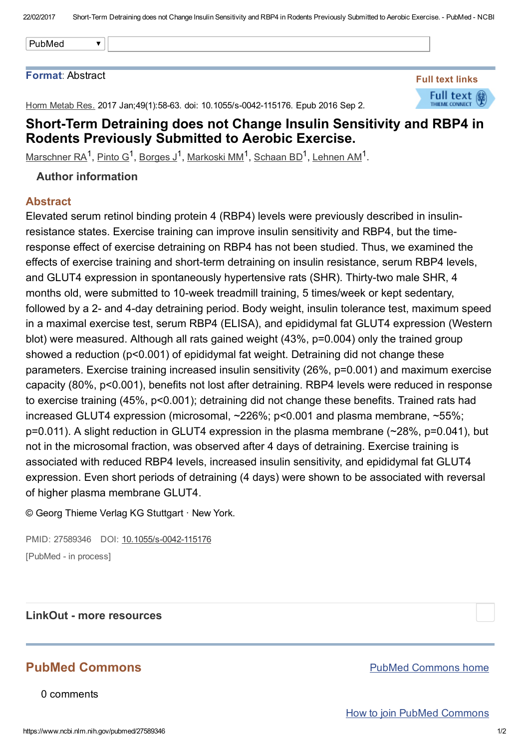PubMed

**Format**: Abstract

**Full text links**

Horm Metab Res. 2017 Jan;49(1):58-63. doi: 10.1055/s-0042-115176. Epub 2016 Sep 2.

# Short-Term Detraining does not Change Insulin Sensitivity and RBP4 in Rodents Previously Submitted to Aerobic Exercise.

Marschner RA[1], Pinto G[1], Borges J[1], Markoski MM[1], Schaan BD[1], Lehnen AM[1].

### Author information

## Abstract

Elevated serum retinol binding protein 4 (RBP4) levels were previously described in insulin-resistance states. Exercise training can improve insulin sensitivity and RBP4, but the time-response effect of exercise detraining on RBP4 has not been studied. Thus, we examined the effects of exercise training and short-term detraining on insulin resistance, serum RBP4 levels, and GLUT4 expression in spontaneously hypertensive rats (SHR). Thirty-two male SHR, 4 months old, were submitted to 10-week treadmill training, 5 times/week or kept sedentary, followed by a 2- and 4-day detraining period. Body weight, insulin tolerance test, maximum speed in a maximal exercise test, serum RBP4 (ELISA), and epididymal fat GLUT4 expression (Western blot) were measured. Although all rats gained weight (43%, $p=0.004$) only the trained group showed a reduction ($p<0.001$) of epididymal fat weight. Detraining did not change these parameters. Exercise training increased insulin sensitivity (26%, $p=0.001$) and maximum exercise capacity (80%, $p<0.001$), benefits not lost after detraining. RBP4 levels were reduced in response to exercise training (45%, $p<0.001$); detraining did not change these benefits. Trained rats had increased GLUT4 expression (microsomal, ~226%; $p<0.001$ and plasma membrane, ~55%; $p=0.011$). A slight reduction in GLUT4 expression in the plasma membrane (~28%, $p=0.041$), but not in the microsomal fraction, was observed after 4 days of detraining. Exercise training is associated with reduced RBP4 levels, increased insulin sensitivity, and epididymal fat GLUT4 expression. Even short periods of detraining (4 days) were shown to be associated with reversal of higher plasma membrane GLUT4.

© Georg Thieme Verlag KG Stuttgart · New York.

PMID: 27589346 DOI: 10.1055/s-0042-115176

[PubMed - in process]

## LinkOut - more resources

## PubMed Commons

PubMed Commons home

0 comments

How to join PubMed Commons